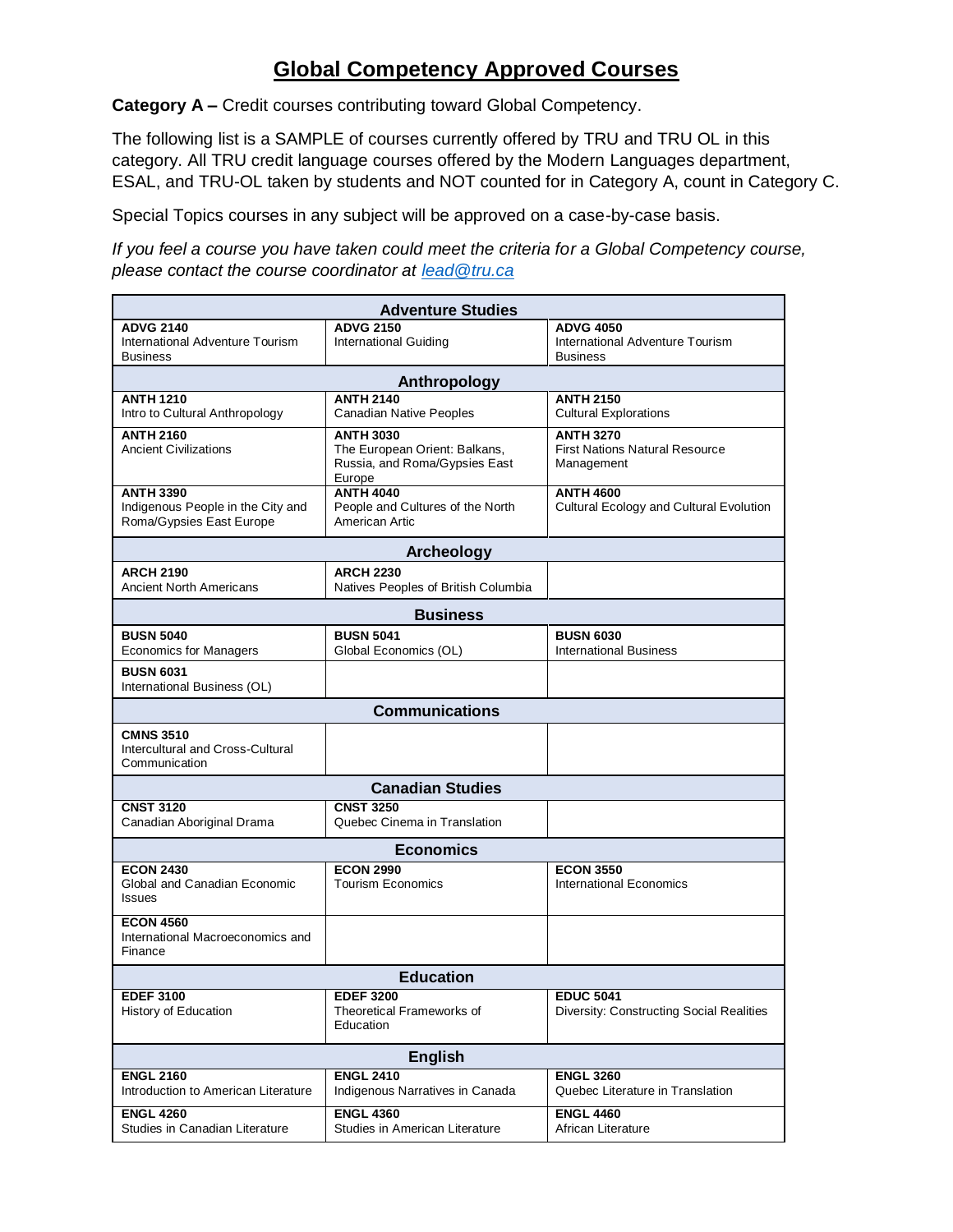# Global Competency Approved Courses

**Category A –** Credit courses contributing toward Global Competency.

The following list is a SAMPLE of courses currently offered by TRU and TRU OL in this category. All TRU credit language courses offered by the Modern Languages department, ESAL, and TRU-OL taken by students and NOT counted for in Category A, count in Category C.

Special Topics courses in any subject will be approved on a case-by-case basis.

*If you feel a course you have taken could meet the criteria for a Global Competency course, please contact the course coordinator at [lead@tru.ca](mailto:lead@tru.ca)*

| **Adventure Studies** | | |
|---|---|---|
| **ADVG 2140**<br>International Adventure Tourism Business | **ADVG 2150**<br>International Guiding | **ADVG 4050**<br>International Adventure Tourism Business |
| **Anthropology** | | |
| **ANTH 1210**<br>Intro to Cultural Anthropology | **ANTH 2140**<br>Canadian Native Peoples | **ANTH 2150**<br>Cultural Explorations |
| **ANTH 2160**<br>Ancient Civilizations | **ANTH 3030**<br>The European Orient: Balkans, Russia, and Roma/Gypsies East Europe | **ANTH 3270**<br>First Nations Natural Resource Management |
| **ANTH 3390**<br>Indigenous People in the City and Roma/Gypsies East Europe | **ANTH 4040**<br>People and Cultures of the North American Artic | **ANTH 4600**<br>Cultural Ecology and Cultural Evolution |
| **Archeology** | | |
| **ARCH 2190**<br>Ancient North Americans | **ARCH 2230**<br>Natives Peoples of British Columbia | |
| **Business** | | |
| **BUSN 5040**<br>Economics for Managers | **BUSN 5041**<br>Global Economics (OL) | **BUSN 6030**<br>International Business |
| **BUSN 6031**<br>International Business (OL) | | |
| **Communications** | | |
| **CMNS 3510**<br>Intercultural and Cross-Cultural Communication | | |
| **Canadian Studies** | | |
| **CNST 3120**<br>Canadian Aboriginal Drama | **CNST 3250**<br>Quebec Cinema in Translation | |
| **Economics** | | |
| **ECON 2430**<br>Global and Canadian Economic Issues | **ECON 2990**<br>Tourism Economics | **ECON 3550**<br>International Economics |
| **ECON 4560**<br>International Macroeconomics and Finance | | |
| **Education** | | |
| **EDEF 3100**<br>History of Education | **EDEF 3200**<br>Theoretical Frameworks of Education | **EDUC 5041**<br>Diversity: Constructing Social Realities |
| **English** | | |
| **ENGL 2160**<br>Introduction to American Literature | **ENGL 2410**<br>Indigenous Narratives in Canada | **ENGL 3260**<br>Quebec Literature in Translation |
| **ENGL 4260**<br>Studies in Canadian Literature | **ENGL 4360**<br>Studies in American Literature | **ENGL 4460**<br>African Literature |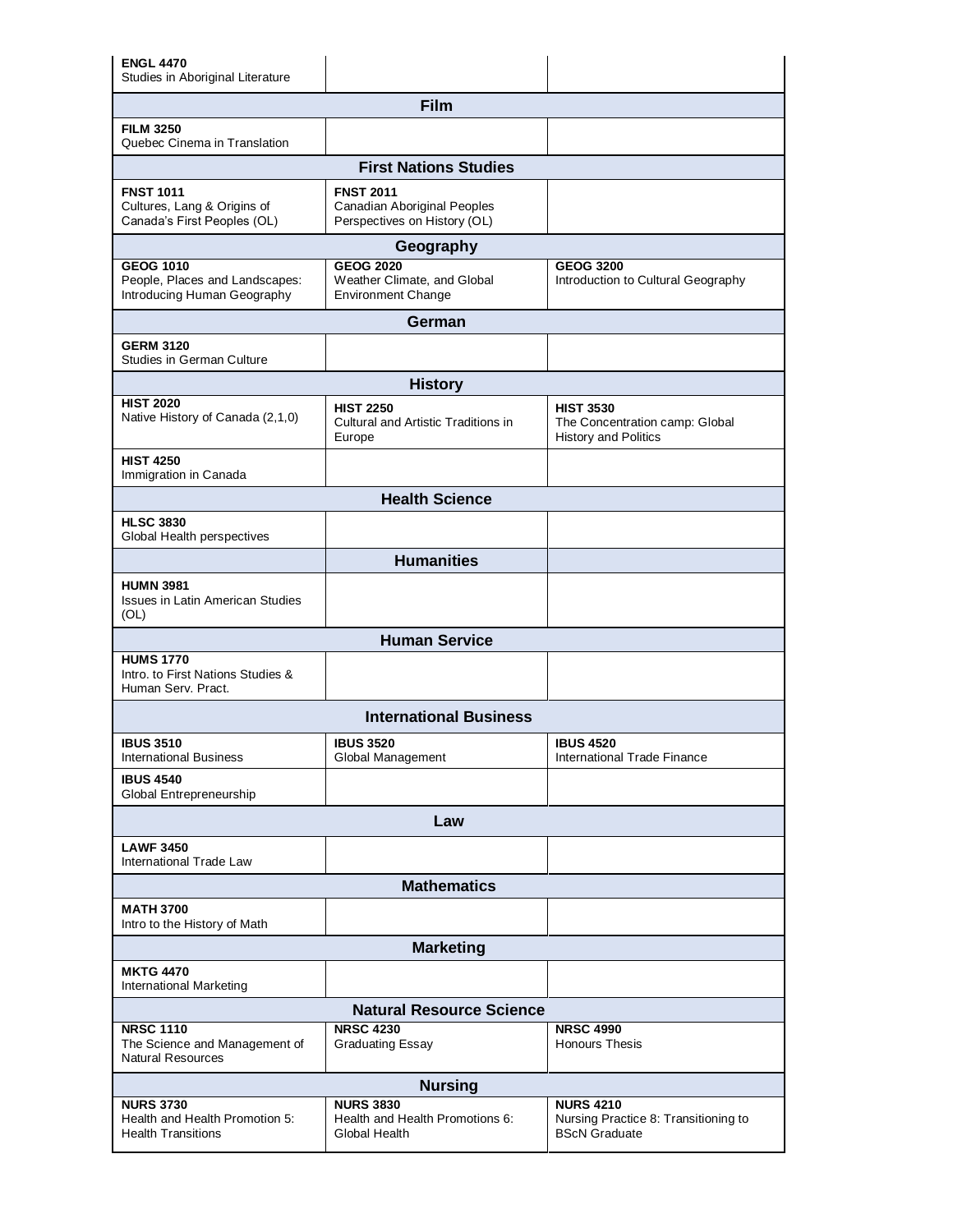| | | |
|---|---|---|
| **ENGL 4470**<br>Studies in Aboriginal Literature | | |
| **Film** | | |
| **FILM 3250**<br>Quebec Cinema in Translation | | |
| **First Nations Studies** | | |
| **FNST 1011**<br>Cultures, Lang & Origins of Canada's First Peoples (OL) | **FNST 2011**<br>Canadian Aboriginal Peoples Perspectives on History (OL) | |
| **Geography** | | |
| **GEOG 1010**<br>People, Places and Landscapes: Introducing Human Geography | **GEOG 2020**<br>Weather Climate, and Global Environment Change | **GEOG 3200**<br>Introduction to Cultural Geography |
| **German** | | |
| **GERM 3120**<br>Studies in German Culture | | |
| **History** | | |
| **HIST 2020**<br>Native History of Canada (2,1,0) | **HIST 2250**<br>Cultural and Artistic Traditions in Europe | **HIST 3530**<br>The Concentration camp: Global History and Politics |
| **HIST 4250**<br>Immigration in Canada | | |
| **Health Science** | | |
| **HLSC 3830**<br>Global Health perspectives | | |
| | **Humanities** | |
| **HUMN 3981**<br>Issues in Latin American Studies (OL) | | |
| **Human Service** | | |
| **HUMS 1770**<br>Intro. to First Nations Studies & Human Serv. Pract. | | |
| **International Business** | | |
| **IBUS 3510**<br>International Business | **IBUS 3520**<br>Global Management | **IBUS 4520**<br>International Trade Finance |
| **IBUS 4540**<br>Global Entrepreneurship | | |
| **Law** | | |
| **LAWF 3450**<br>International Trade Law | | |
| **Mathematics** | | |
| **MATH 3700**<br>Intro to the History of Math | | |
| **Marketing** | | |
| **MKTG 4470**<br>International Marketing | | |
| **Natural Resource Science** | | |
| **NRSC 1110**<br>The Science and Management of Natural Resources | **NRSC 4230**<br>Graduating Essay | **NRSC 4990**<br>Honours Thesis |
| **Nursing** | | |
| **NURS 3730**<br>Health and Health Promotion 5: Health Transitions | **NURS 3830**<br>Health and Health Promotions 6: Global Health | **NURS 4210**<br>Nursing Practice 8: Transitioning to BScN Graduate |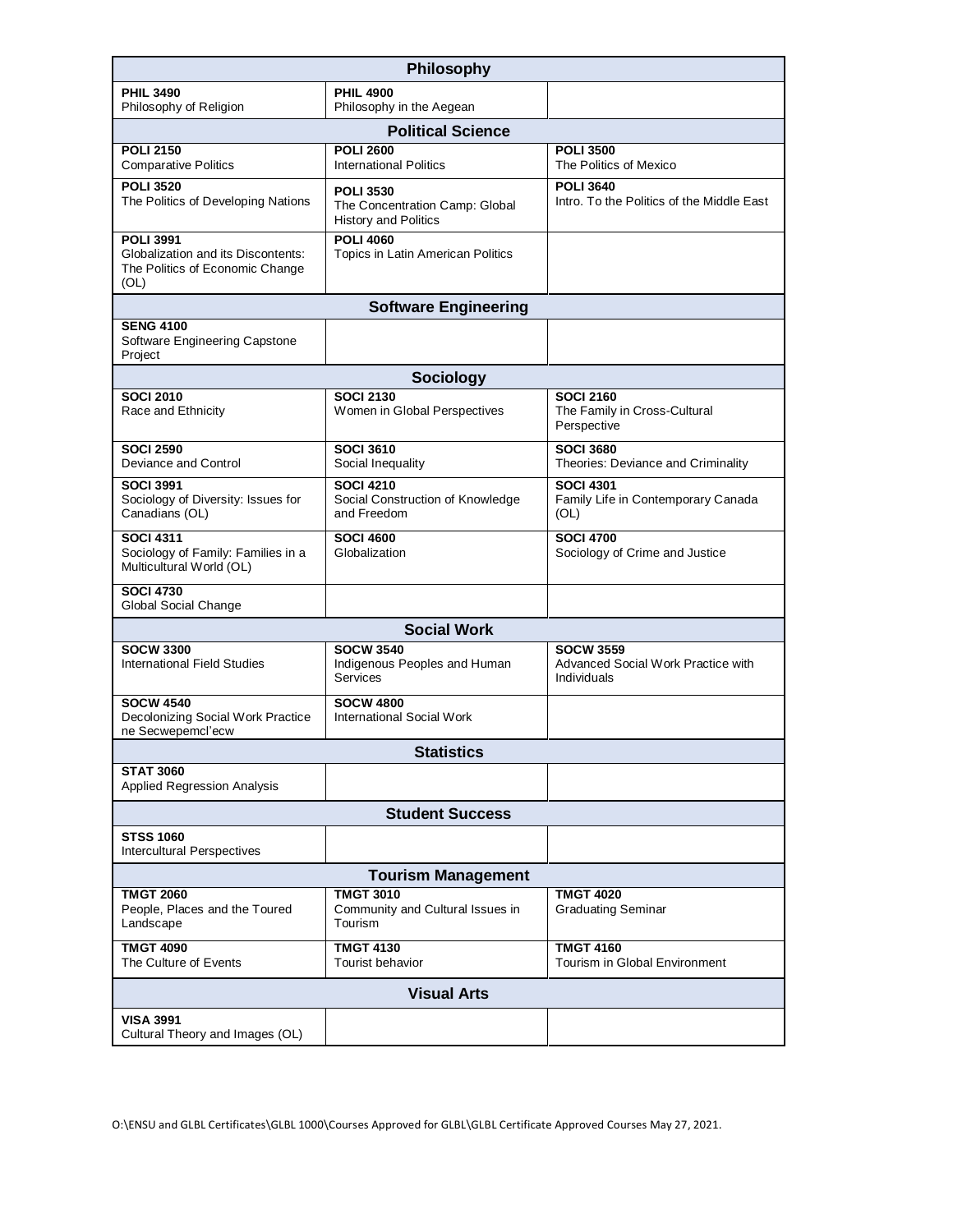| | | |
|---|---|---|
| **Philosophy** | | |
| **PHIL 3490** Philosophy of Religion | **PHIL 4900** Philosophy in the Aegean | |
| **Political Science** | | |
| **POLI 2150** Comparative Politics | **POLI 2600** International Politics | **POLI 3500** The Politics of Mexico |
| **POLI 3520** The Politics of Developing Nations | **POLI 3530** The Concentration Camp: Global History and Politics | **POLI 3640** Intro. To the Politics of the Middle East |
| **POLI 3991** Globalization and its Discontents: The Politics of Economic Change (OL) | **POLI 4060** Topics in Latin American Politics | |
| **Software Engineering** | | |
| **SENG 4100** Software Engineering Capstone Project | | |
| **Sociology** | | |
| **SOCI 2010** Race and Ethnicity | **SOCI 2130** Women in Global Perspectives | **SOCI 2160** The Family in Cross-Cultural Perspective |
| **SOCI 2590** Deviance and Control | **SOCI 3610** Social Inequality | **SOCI 3680** Theories: Deviance and Criminality |
| **SOCI 3991** Sociology of Diversity: Issues for Canadians (OL) | **SOCI 4210** Social Construction of Knowledge and Freedom | **SOCI 4301** Family Life in Contemporary Canada (OL) |
| **SOCI 4311** Sociology of Family: Families in a Multicultural World (OL) | **SOCI 4600** Globalization | **SOCI 4700** Sociology of Crime and Justice |
| **SOCI 4730** Global Social Change | | |
| **Social Work** | | |
| **SOCW 3300** International Field Studies | **SOCW 3540** Indigenous Peoples and Human Services | **SOCW 3559** Advanced Social Work Practice with Individuals |
| **SOCW 4540** Decolonizing Social Work Practice ne Secwepemcl'ecw | **SOCW 4800** International Social Work | |
| **Statistics** | | |
| **STAT 3060** Applied Regression Analysis | | |
| **Student Success** | | |
| **STSS 1060** Intercultural Perspectives | | |
| **Tourism Management** | | |
| **TMGT 2060** People, Places and the Toured Landscape | **TMGT 3010** Community and Cultural Issues in Tourism | **TMGT 4020** Graduating Seminar |
| **TMGT 4090** The Culture of Events | **TMGT 4130** Tourist behavior | **TMGT 4160** Tourism in Global Environment |
| **Visual Arts** | | |
| **VISA 3991** Cultural Theory and Images (OL) | | |

O:\ENSU and GLBL Certificates\GLBL 1000\Courses Approved for GLBL\GLBL Certificate Approved Courses May 27, 2021.